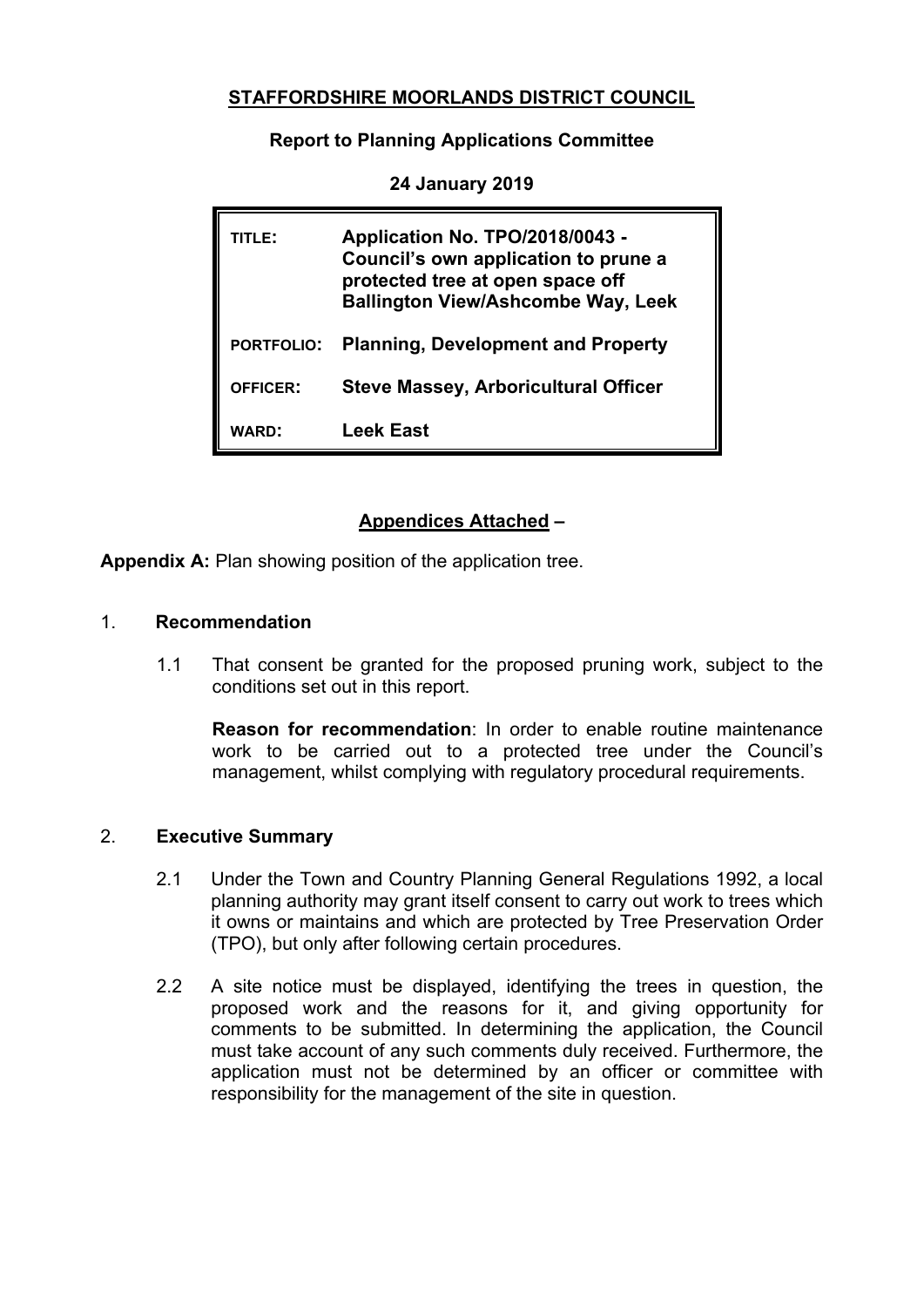**STAFFORDSHIRE MOORLANDS DISTRICT COUNCIL**

**Report to Planning Applications Committee**

**24 January 2019**

| | |
|---|---|
| TITLE: | **Application No. TPO/2018/0043 - Council's own application to prune a protected tree at open space off Ballington View/Ashcombe Way, Leek** |
| PORTFOLIO: | **Planning, Development and Property** |
| OFFICER: | **Steve Massey, Arboricultural Officer** |
| WARD: | **Leek East** |

**Appendices Attached –**

**Appendix A:** Plan showing position of the application tree.

## 1. Recommendation

1.1 That consent be granted for the proposed pruning work, subject to the conditions set out in this report.

**Reason for recommendation**: In order to enable routine maintenance work to be carried out to a protected tree under the Council's management, whilst complying with regulatory procedural requirements.

## 2. Executive Summary

2.1 Under the Town and Country Planning General Regulations 1992, a local planning authority may grant itself consent to carry out work to trees which it owns or maintains and which are protected by Tree Preservation Order (TPO), but only after following certain procedures.

2.2 A site notice must be displayed, identifying the trees in question, the proposed work and the reasons for it, and giving opportunity for comments to be submitted. In determining the application, the Council must take account of any such comments duly received. Furthermore, the application must not be determined by an officer or committee with responsibility for the management of the site in question.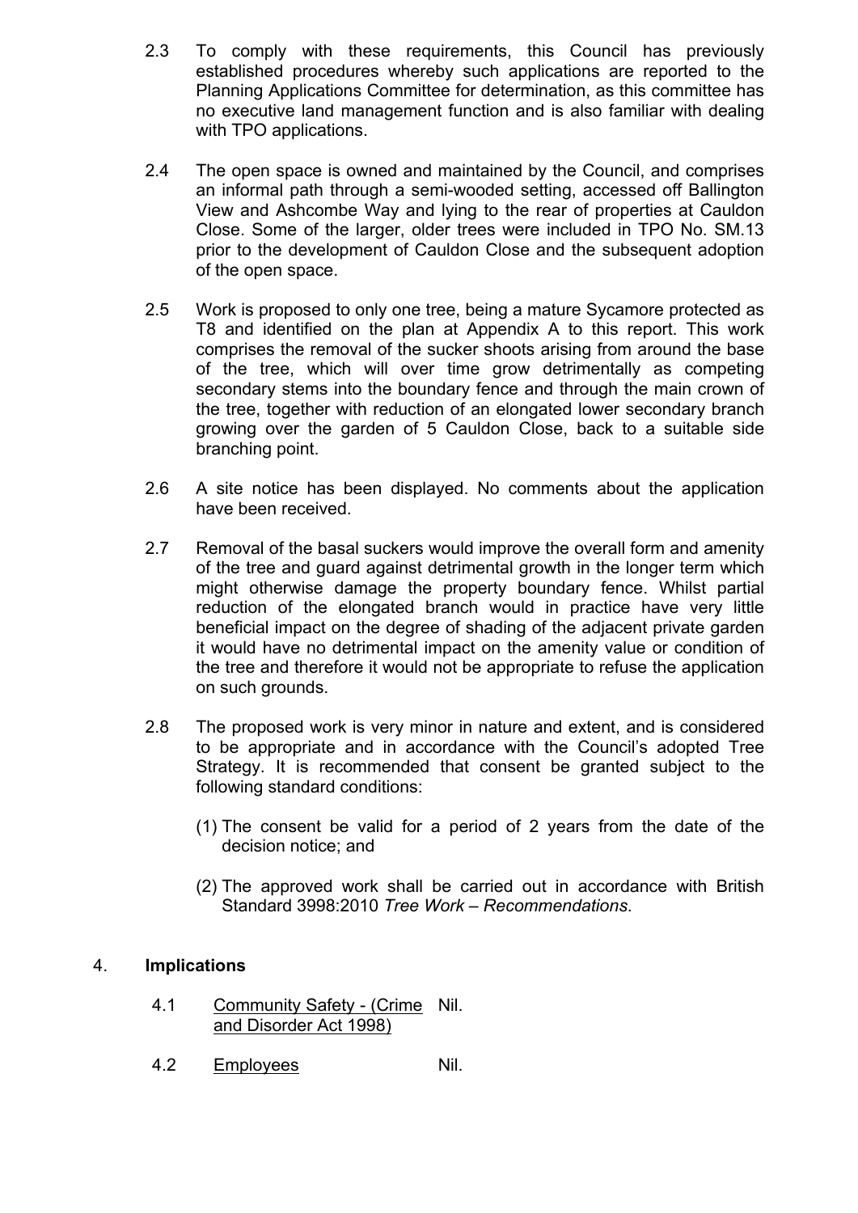2.3 To comply with these requirements, this Council has previously established procedures whereby such applications are reported to the Planning Applications Committee for determination, as this committee has no executive land management function and is also familiar with dealing with TPO applications.

2.4 The open space is owned and maintained by the Council, and comprises an informal path through a semi-wooded setting, accessed off Ballington View and Ashcombe Way and lying to the rear of properties at Cauldon Close. Some of the larger, older trees were included in TPO No. SM.13 prior to the development of Cauldon Close and the subsequent adoption of the open space.

2.5 Work is proposed to only one tree, being a mature Sycamore protected as T8 and identified on the plan at Appendix A to this report. This work comprises the removal of the sucker shoots arising from around the base of the tree, which will over time grow detrimentally as competing secondary stems into the boundary fence and through the main crown of the tree, together with reduction of an elongated lower secondary branch growing over the garden of 5 Cauldon Close, back to a suitable side branching point.

2.6 A site notice has been displayed. No comments about the application have been received.

2.7 Removal of the basal suckers would improve the overall form and amenity of the tree and guard against detrimental growth in the longer term which might otherwise damage the property boundary fence. Whilst partial reduction of the elongated branch would in practice have very little beneficial impact on the degree of shading of the adjacent private garden it would have no detrimental impact on the amenity value or condition of the tree and therefore it would not be appropriate to refuse the application on such grounds.

2.8 The proposed work is very minor in nature and extent, and is considered to be appropriate and in accordance with the Council's adopted Tree Strategy. It is recommended that consent be granted subject to the following standard conditions:

(1) The consent be valid for a period of 2 years from the date of the decision notice; and

(2) The approved work shall be carried out in accordance with British Standard 3998:2010 *Tree Work – Recommendations*.

## 4. Implications

| | | |
|---|---|---|
| 4.1 | Community Safety - (Crime and Disorder Act 1998) | Nil. |
| 4.2 | Employees | Nil. |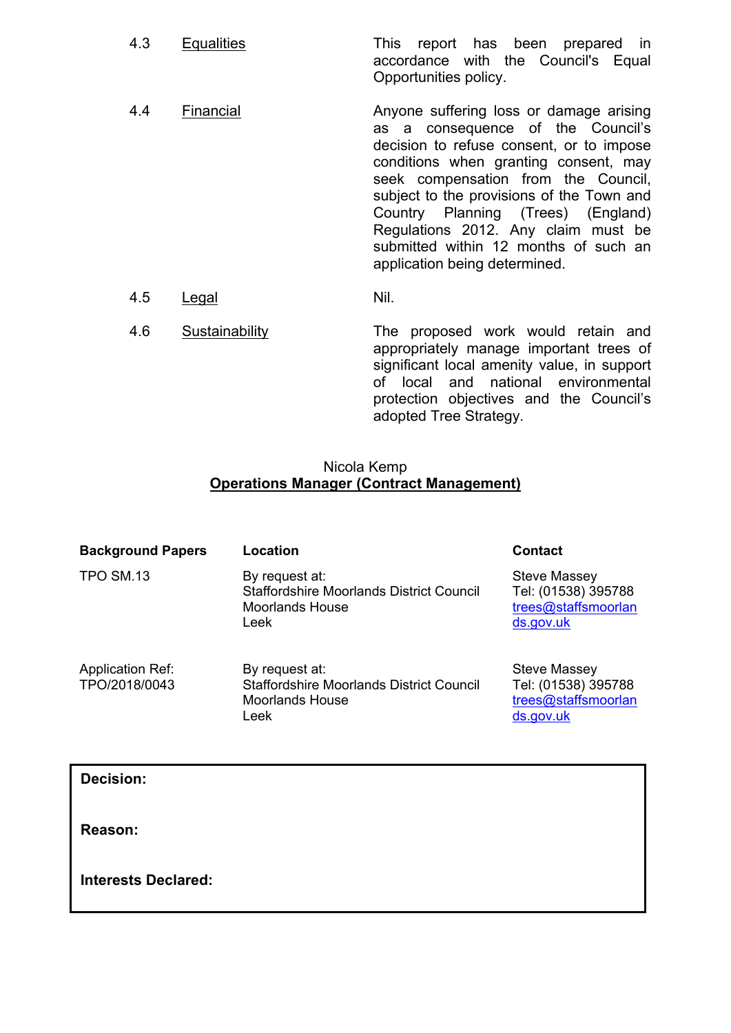| | | |
|---|---|---|
| 4.3 | Equalities | This report has been prepared in accordance with the Council's Equal Opportunities policy. |
| 4.4 | Financial | Anyone suffering loss or damage arising as a consequence of the Council's decision to refuse consent, or to impose conditions when granting consent, may seek compensation from the Council, subject to the provisions of the Town and Country Planning (Trees) (England) Regulations 2012. Any claim must be submitted within 12 months of such an application being determined. |
| 4.5 | Legal | Nil. |
| 4.6 | Sustainability | The proposed work would retain and appropriately manage important trees of significant local amenity value, in support of local and national environmental protection objectives and the Council's adopted Tree Strategy. |

Nicola Kemp
**Operations Manager (Contract Management)**

| **Background Papers** | **Location** | **Contact** |
|---|---|---|
| TPO SM.13 | By request at:<br>Staffordshire Moorlands District Council<br>Moorlands House<br>Leek | Steve Massey<br>Tel: (01538) 395788<br>trees@staffsmoorlands.gov.uk |
| Application Ref:<br>TPO/2018/0043 | By request at:<br>Staffordshire Moorlands District Council<br>Moorlands House<br>Leek | Steve Massey<br>Tel: (01538) 395788<br>trees@staffsmoorlands.gov.uk |

**Decision:**

**Reason:**

**Interests Declared:**